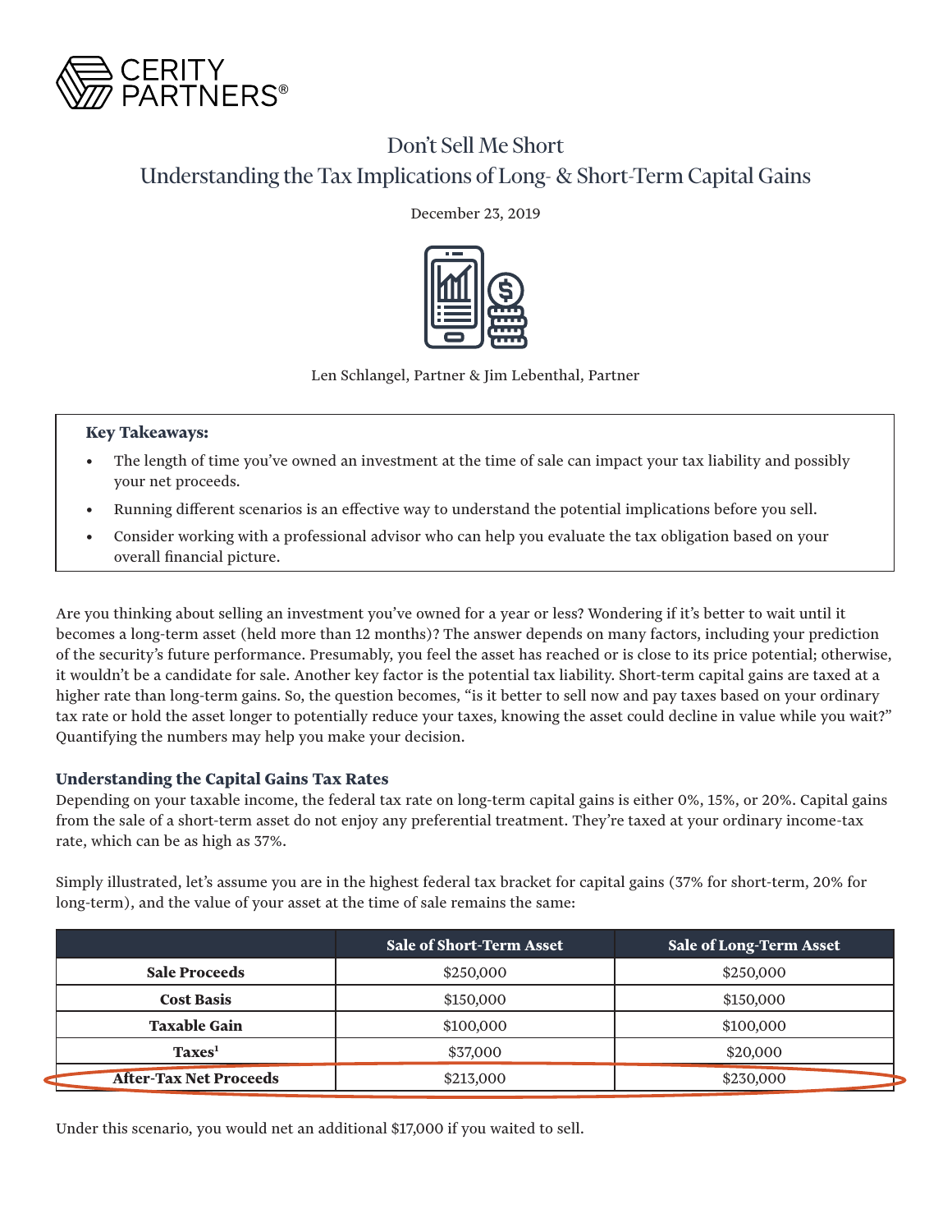CERITY PARTNERS®

# Don't Sell Me Short

## Understanding the Tax Implications of Long- & Short-Term Capital Gains

December 23, 2019

Len Schlangel, Partner & Jim Lebenthal, Partner

**Key Takeaways:**

- The length of time you've owned an investment at the time of sale can impact your tax liability and possibly your net proceeds.
- Running different scenarios is an effective way to understand the potential implications before you sell.
- Consider working with a professional advisor who can help you evaluate the tax obligation based on your overall financial picture.

Are you thinking about selling an investment you've owned for a year or less? Wondering if it's better to wait until it becomes a long-term asset (held more than 12 months)? The answer depends on many factors, including your prediction of the security's future performance. Presumably, you feel the asset has reached or is close to its price potential; otherwise, it wouldn't be a candidate for sale. Another key factor is the potential tax liability. Short-term capital gains are taxed at a higher rate than long-term gains. So, the question becomes, "is it better to sell now and pay taxes based on your ordinary tax rate or hold the asset longer to potentially reduce your taxes, knowing the asset could decline in value while you wait?" Quantifying the numbers may help you make your decision.

### Understanding the Capital Gains Tax Rates

Depending on your taxable income, the federal tax rate on long-term capital gains is either 0%, 15%, or 20%. Capital gains from the sale of a short-term asset do not enjoy any preferential treatment. They're taxed at your ordinary income-tax rate, which can be as high as 37%.

Simply illustrated, let's assume you are in the highest federal tax bracket for capital gains (37% for short-term, 20% for long-term), and the value of your asset at the time of sale remains the same:

| | Sale of Short-Term Asset | Sale of Long-Term Asset |
|---|---|---|
| **Sale Proceeds** | $250,000 | $250,000 |
| **Cost Basis** | $150,000 | $150,000 |
| **Taxable Gain** | $100,000 | $100,000 |
| **Taxes[1]** | $37,000 | $20,000 |
| **After-Tax Net Proceeds** | $213,000 | $230,000 |

Under this scenario, you would net an additional $17,000 if you waited to sell.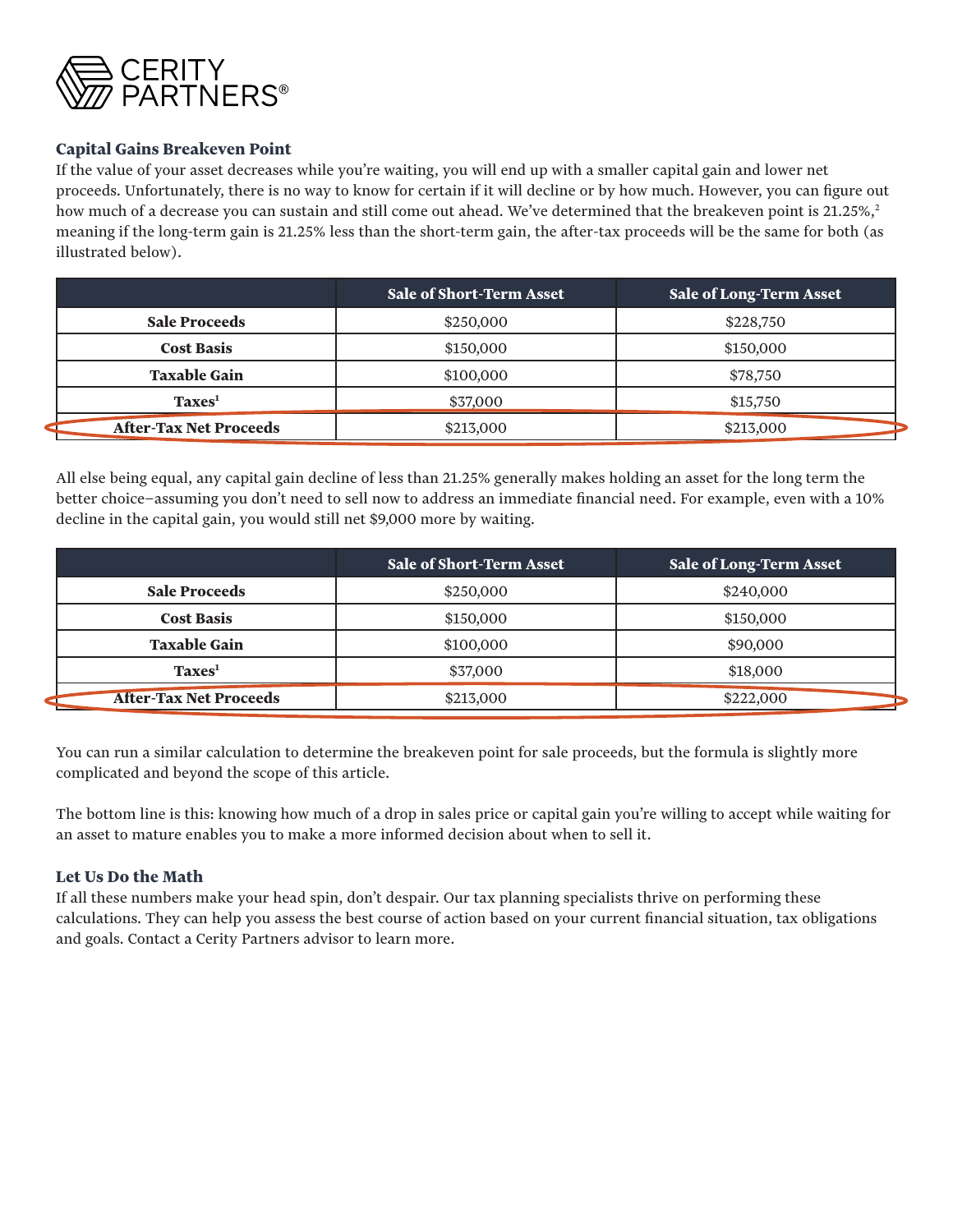## Capital Gains Breakeven Point

If the value of your asset decreases while you're waiting, you will end up with a smaller capital gain and lower net proceeds. Unfortunately, there is no way to know for certain if it will decline or by how much. However, you can figure out how much of a decrease you can sustain and still come out ahead. We've determined that the breakeven point is 21.25%,[2] meaning if the long-term gain is 21.25% less than the short-term gain, the after-tax proceeds will be the same for both (as illustrated below).

| | Sale of Short-Term Asset | Sale of Long-Term Asset |
|---|---|---|
| **Sale Proceeds** | $250,000 | $228,750 |
| **Cost Basis** | $150,000 | $150,000 |
| **Taxable Gain** | $100,000 | $78,750 |
| **Taxes[1]** | $37,000 | $15,750 |
| **After-Tax Net Proceeds** | $213,000 | $213,000 |

All else being equal, any capital gain decline of less than 21.25% generally makes holding an asset for the long term the better choice–assuming you don't need to sell now to address an immediate financial need. For example, even with a 10% decline in the capital gain, you would still net $9,000 more by waiting.

| | Sale of Short-Term Asset | Sale of Long-Term Asset |
|---|---|---|
| **Sale Proceeds** | $250,000 | $240,000 |
| **Cost Basis** | $150,000 | $150,000 |
| **Taxable Gain** | $100,000 | $90,000 |
| **Taxes[1]** | $37,000 | $18,000 |
| **After-Tax Net Proceeds** | $213,000 | $222,000 |

You can run a similar calculation to determine the breakeven point for sale proceeds, but the formula is slightly more complicated and beyond the scope of this article.

The bottom line is this: knowing how much of a drop in sales price or capital gain you're willing to accept while waiting for an asset to mature enables you to make a more informed decision about when to sell it.

## Let Us Do the Math

If all these numbers make your head spin, don't despair. Our tax planning specialists thrive on performing these calculations. They can help you assess the best course of action based on your current financial situation, tax obligations and goals. Contact a Cerity Partners advisor to learn more.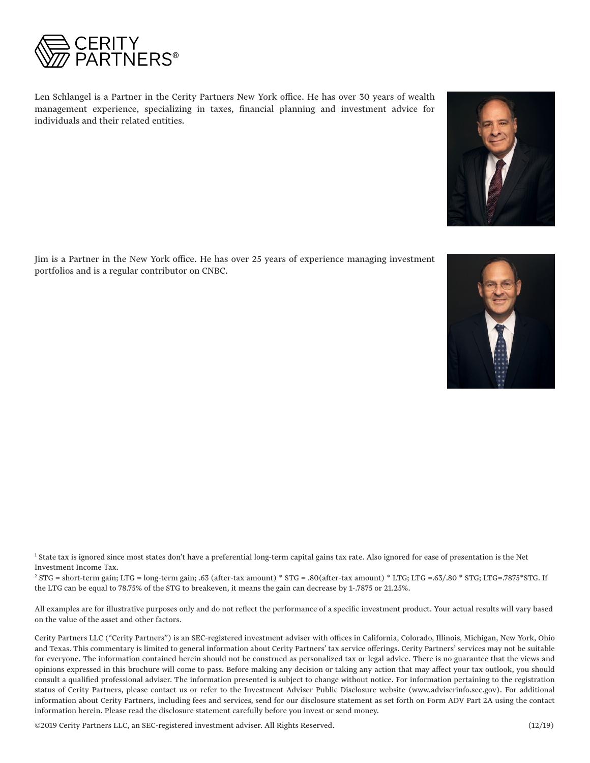Len Schlangel is a Partner in the Cerity Partners New York office. He has over 30 years of wealth management experience, specializing in taxes, financial planning and investment advice for individuals and their related entities.

Jim is a Partner in the New York office. He has over 25 years of experience managing investment portfolios and is a regular contributor on CNBC.

[1] State tax is ignored since most states don't have a preferential long-term capital gains tax rate. Also ignored for ease of presentation is the Net Investment Income Tax.

[2] STG = short-term gain; LTG = long-term gain; .63 (after-tax amount) * STG = .80(after-tax amount) * LTG; LTG =.63/.80 * STG; LTG=.7875*STG. If the LTG can be equal to 78.75% of the STG to breakeven, it means the gain can decrease by 1-.7875 or 21.25%.

All examples are for illustrative purposes only and do not reflect the performance of a specific investment product. Your actual results will vary based on the value of the asset and other factors.

Cerity Partners LLC ("Cerity Partners") is an SEC-registered investment adviser with offices in California, Colorado, Illinois, Michigan, New York, Ohio and Texas. This commentary is limited to general information about Cerity Partners' tax service offerings. Cerity Partners' services may not be suitable for everyone. The information contained herein should not be construed as personalized tax or legal advice. There is no guarantee that the views and opinions expressed in this brochure will come to pass. Before making any decision or taking any action that may affect your tax outlook, you should consult a qualified professional adviser. The information presented is subject to change without notice. For information pertaining to the registration status of Cerity Partners, please contact us or refer to the Investment Adviser Public Disclosure website (www.adviserinfo.sec.gov). For additional information about Cerity Partners, including fees and services, send for our disclosure statement as set forth on Form ADV Part 2A using the contact information herein. Please read the disclosure statement carefully before you invest or send money.

©2019 Cerity Partners LLC, an SEC-registered investment adviser. All Rights Reserved. (12/19)